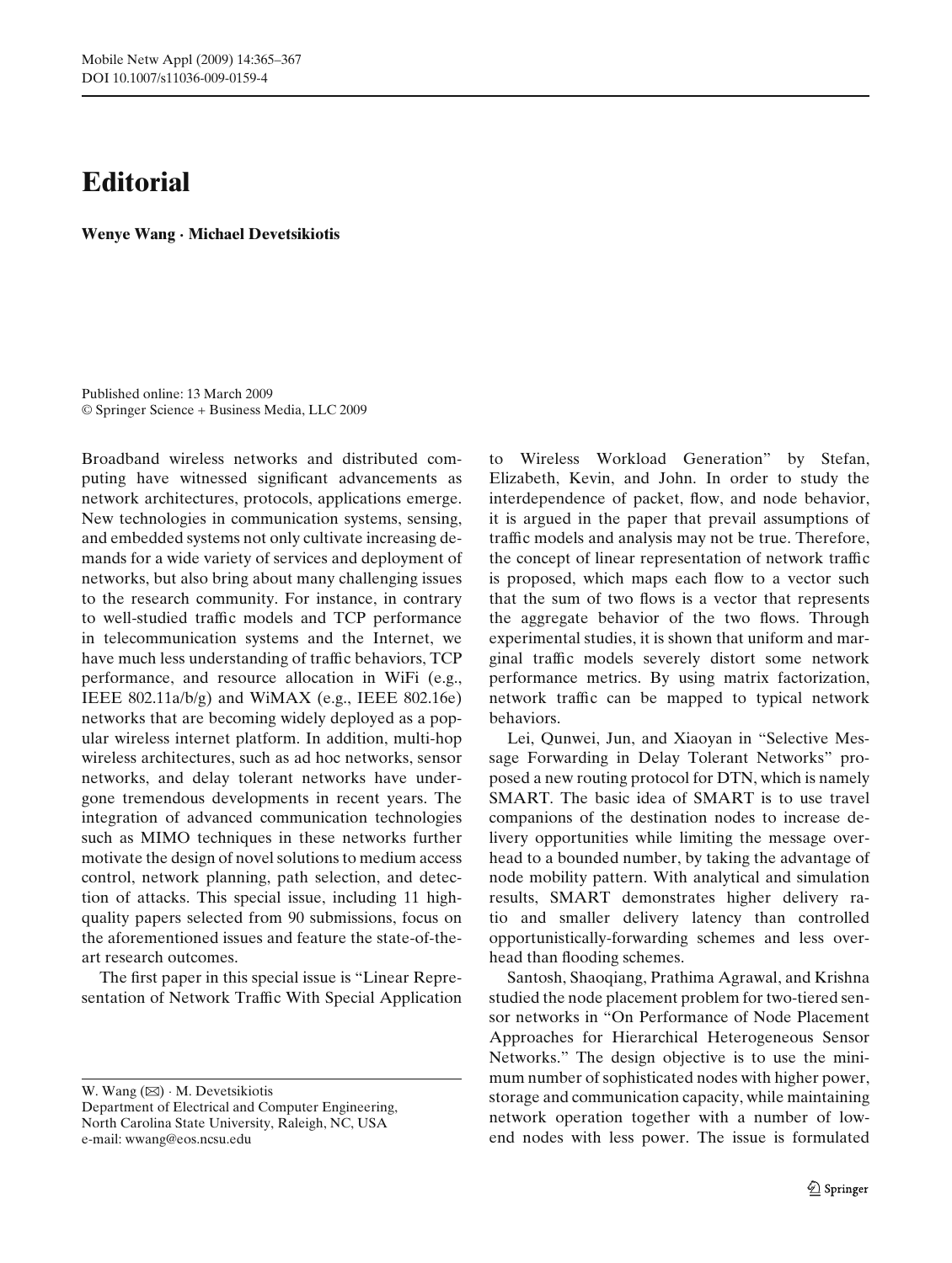# Editorial

**Wenye Wang · Michael Devetsikiotis**

Published online: 13 March 2009
© Springer Science + Business Media, LLC 2009

Broadband wireless networks and distributed computing have witnessed significant advancements as network architectures, protocols, applications emerge. New technologies in communication systems, sensing, and embedded systems not only cultivate increasing demands for a wide variety of services and deployment of networks, but also bring about many challenging issues to the research community. For instance, in contrary to well-studied traffic models and TCP performance in telecommunication systems and the Internet, we have much less understanding of traffic behaviors, TCP performance, and resource allocation in WiFi (e.g., IEEE 802.11a/b/g) and WiMAX (e.g., IEEE 802.16e) networks that are becoming widely deployed as a popular wireless internet platform. In addition, multi-hop wireless architectures, such as ad hoc networks, sensor networks, and delay tolerant networks have undergone tremendous developments in recent years. The integration of advanced communication technologies such as MIMO techniques in these networks further motivate the design of novel solutions to medium access control, network planning, path selection, and detection of attacks. This special issue, including 11 high-quality papers selected from 90 submissions, focus on the aforementioned issues and feature the state-of-the-art research outcomes.

The first paper in this special issue is "Linear Representation of Network Traffic With Special Application to Wireless Workload Generation" by Stefan, Elizabeth, Kevin, and John. In order to study the interdependence of packet, flow, and node behavior, it is argued in the paper that prevail assumptions of traffic models and analysis may not be true. Therefore, the concept of linear representation of network traffic is proposed, which maps each flow to a vector such that the sum of two flows is a vector that represents the aggregate behavior of the two flows. Through experimental studies, it is shown that uniform and marginal traffic models severely distort some network performance metrics. By using matrix factorization, network traffic can be mapped to typical network behaviors.

Lei, Qunwei, Jun, and Xiaoyan in "Selective Message Forwarding in Delay Tolerant Networks" proposed a new routing protocol for DTN, which is namely SMART. The basic idea of SMART is to use travel companions of the destination nodes to increase delivery opportunities while limiting the message overhead to a bounded number, by taking the advantage of node mobility pattern. With analytical and simulation results, SMART demonstrates higher delivery ratio and smaller delivery latency than controlled opportunistically-forwarding schemes and less overhead than flooding schemes.

Santosh, Shaoqiang, Prathima Agrawal, and Krishna studied the node placement problem for two-tiered sensor networks in "On Performance of Node Placement Approaches for Hierarchical Heterogeneous Sensor Networks." The design objective is to use the minimum number of sophisticated nodes with higher power, storage and communication capacity, while maintaining network operation together with a number of low-end nodes with less power. The issue is formulated

W. Wang (✉) · M. Devetsikiotis
Department of Electrical and Computer Engineering,
North Carolina State University, Raleigh, NC, USA
e-mail: wwang@eos.ncsu.edu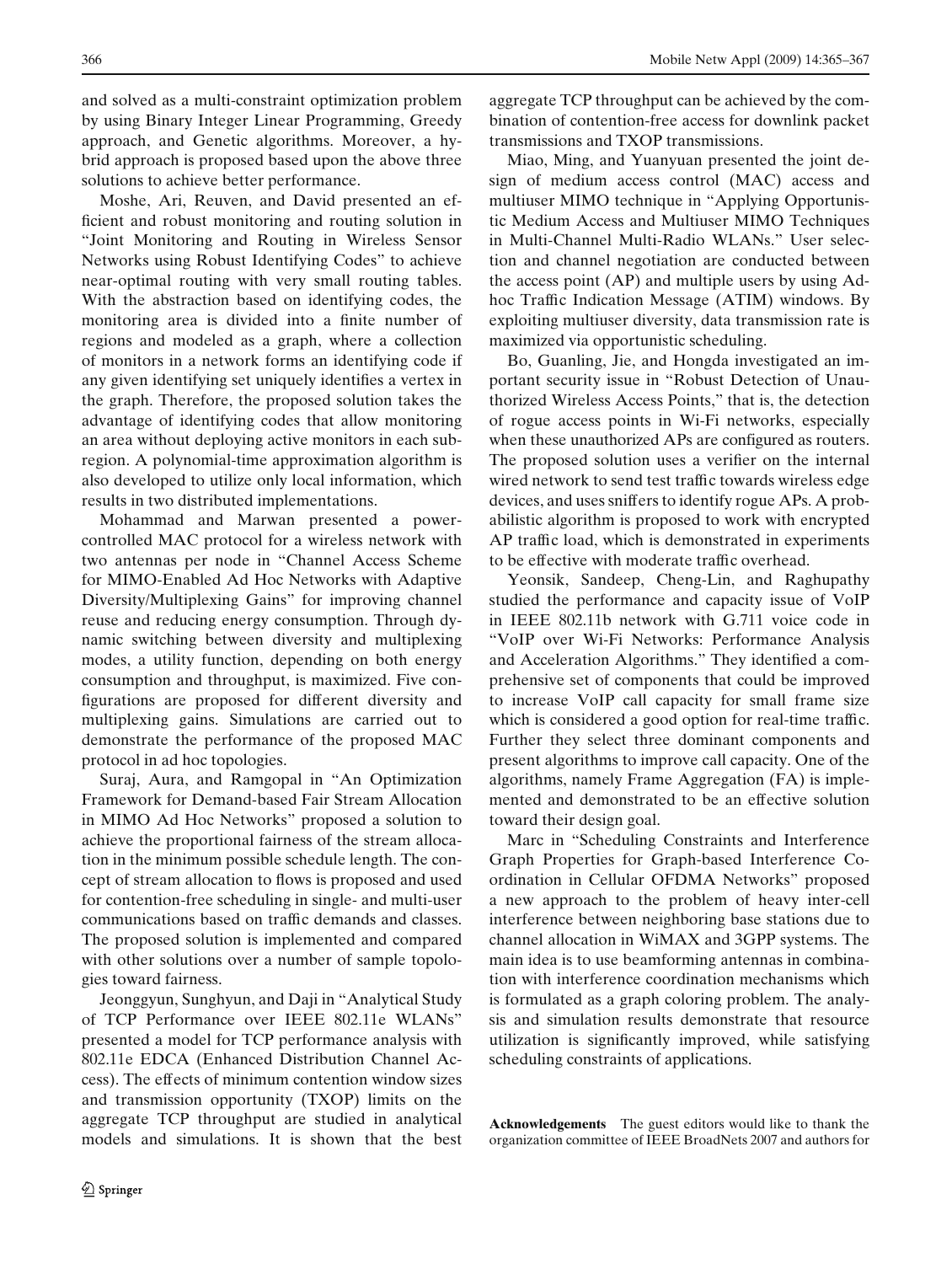and solved as a multi-constraint optimization problem by using Binary Integer Linear Programming, Greedy approach, and Genetic algorithms. Moreover, a hybrid approach is proposed based upon the above three solutions to achieve better performance.

Moshe, Ari, Reuven, and David presented an efficient and robust monitoring and routing solution in "Joint Monitoring and Routing in Wireless Sensor Networks using Robust Identifying Codes" to achieve near-optimal routing with very small routing tables. With the abstraction based on identifying codes, the monitoring area is divided into a finite number of regions and modeled as a graph, where a collection of monitors in a network forms an identifying code if any given identifying set uniquely identifies a vertex in the graph. Therefore, the proposed solution takes the advantage of identifying codes that allow monitoring an area without deploying active monitors in each subregion. A polynomial-time approximation algorithm is also developed to utilize only local information, which results in two distributed implementations.

Mohammad and Marwan presented a power-controlled MAC protocol for a wireless network with two antennas per node in "Channel Access Scheme for MIMO-Enabled Ad Hoc Networks with Adaptive Diversity/Multiplexing Gains" for improving channel reuse and reducing energy consumption. Through dynamic switching between diversity and multiplexing modes, a utility function, depending on both energy consumption and throughput, is maximized. Five configurations are proposed for different diversity and multiplexing gains. Simulations are carried out to demonstrate the performance of the proposed MAC protocol in ad hoc topologies.

Suraj, Aura, and Ramgopal in "An Optimization Framework for Demand-based Fair Stream Allocation in MIMO Ad Hoc Networks" proposed a solution to achieve the proportional fairness of the stream allocation in the minimum possible schedule length. The concept of stream allocation to flows is proposed and used for contention-free scheduling in single- and multi-user communications based on traffic demands and classes. The proposed solution is implemented and compared with other solutions over a number of sample topologies toward fairness.

Jeonggyun, Sunghyun, and Daji in "Analytical Study of TCP Performance over IEEE 802.11e WLANs" presented a model for TCP performance analysis with 802.11e EDCA (Enhanced Distribution Channel Access). The effects of minimum contention window sizes and transmission opportunity (TXOP) limits on the aggregate TCP throughput are studied in analytical models and simulations. It is shown that the best aggregate TCP throughput can be achieved by the combination of contention-free access for downlink packet transmissions and TXOP transmissions.

Miao, Ming, and Yuanyuan presented the joint design of medium access control (MAC) access and multiuser MIMO technique in "Applying Opportunistic Medium Access and Multiuser MIMO Techniques in Multi-Channel Multi-Radio WLANs." User selection and channel negotiation are conducted between the access point (AP) and multiple users by using Ad-hoc Traffic Indication Message (ATIM) windows. By exploiting multiuser diversity, data transmission rate is maximized via opportunistic scheduling.

Bo, Guanling, Jie, and Hongda investigated an important security issue in "Robust Detection of Unauthorized Wireless Access Points," that is, the detection of rogue access points in Wi-Fi networks, especially when these unauthorized APs are configured as routers. The proposed solution uses a verifier on the internal wired network to send test traffic towards wireless edge devices, and uses sniffers to identify rogue APs. A probabilistic algorithm is proposed to work with encrypted AP traffic load, which is demonstrated in experiments to be effective with moderate traffic overhead.

Yeonsik, Sandeep, Cheng-Lin, and Raghupathy studied the performance and capacity issue of VoIP in IEEE 802.11b network with G.711 voice code in "VoIP over Wi-Fi Networks: Performance Analysis and Acceleration Algorithms." They identified a comprehensive set of components that could be improved to increase VoIP call capacity for small frame size which is considered a good option for real-time traffic. Further they select three dominant components and present algorithms to improve call capacity. One of the algorithms, namely Frame Aggregation (FA) is implemented and demonstrated to be an effective solution toward their design goal.

Marc in "Scheduling Constraints and Interference Graph Properties for Graph-based Interference Coordination in Cellular OFDMA Networks" proposed a new approach to the problem of heavy inter-cell interference between neighboring base stations due to channel allocation in WiMAX and 3GPP systems. The main idea is to use beamforming antennas in combination with interference coordination mechanisms which is formulated as a graph coloring problem. The analysis and simulation results demonstrate that resource utilization is significantly improved, while satisfying scheduling constraints of applications.

**Acknowledgements** The guest editors would like to thank the organization committee of IEEE BroadNets 2007 and authors for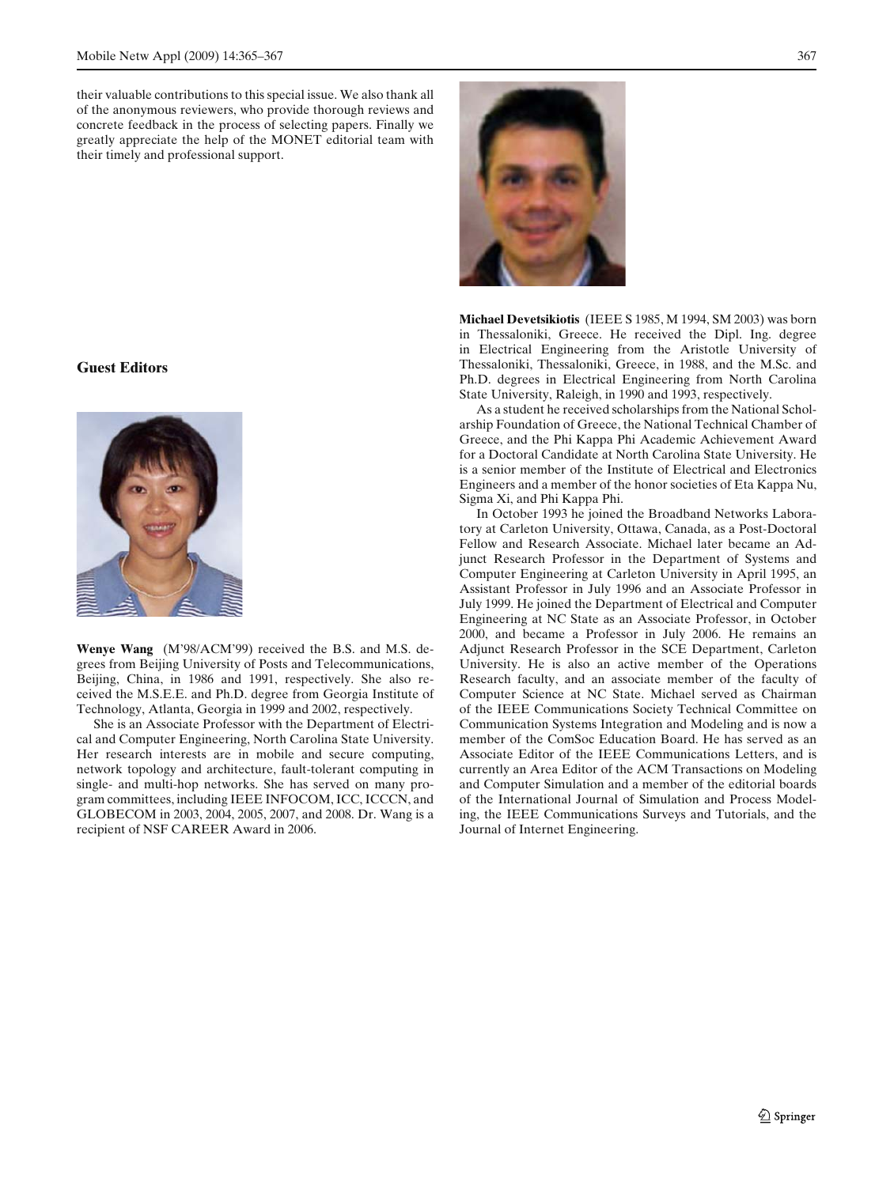their valuable contributions to this special issue. We also thank all of the anonymous reviewers, who provide thorough reviews and concrete feedback in the process of selecting papers. Finally we greatly appreciate the help of the MONET editorial team with their timely and professional support.

## Guest Editors

**Wenye Wang** (M'98/ACM'99) received the B.S. and M.S. degrees from Beijing University of Posts and Telecommunications, Beijing, China, in 1986 and 1991, respectively. She also received the M.S.E.E. and Ph.D. degree from Georgia Institute of Technology, Atlanta, Georgia in 1999 and 2002, respectively.

She is an Associate Professor with the Department of Electrical and Computer Engineering, North Carolina State University. Her research interests are in mobile and secure computing, network topology and architecture, fault-tolerant computing in single- and multi-hop networks. She has served on many program committees, including IEEE INFOCOM, ICC, ICCCN, and GLOBECOM in 2003, 2004, 2005, 2007, and 2008. Dr. Wang is a recipient of NSF CAREER Award in 2006.

**Michael Devetsikiotis** (IEEE S 1985, M 1994, SM 2003) was born in Thessaloniki, Greece. He received the Dipl. Ing. degree in Electrical Engineering from the Aristotle University of Thessaloniki, Thessaloniki, Greece, in 1988, and the M.Sc. and Ph.D. degrees in Electrical Engineering from North Carolina State University, Raleigh, in 1990 and 1993, respectively.

As a student he received scholarships from the National Scholarship Foundation of Greece, the National Technical Chamber of Greece, and the Phi Kappa Phi Academic Achievement Award for a Doctoral Candidate at North Carolina State University. He is a senior member of the Institute of Electrical and Electronics Engineers and a member of the honor societies of Eta Kappa Nu, Sigma Xi, and Phi Kappa Phi.

In October 1993 he joined the Broadband Networks Laboratory at Carleton University, Ottawa, Canada, as a Post-Doctoral Fellow and Research Associate. Michael later became an Adjunct Research Professor in the Department of Systems and Computer Engineering at Carleton University in April 1995, an Assistant Professor in July 1996 and an Associate Professor in July 1999. He joined the Department of Electrical and Computer Engineering at NC State as an Associate Professor, in October 2000, and became a Professor in July 2006. He remains an Adjunct Research Professor in the SCE Department, Carleton University. He is also an active member of the Operations Research faculty, and an associate member of the faculty of Computer Science at NC State. Michael served as Chairman of the IEEE Communications Society Technical Committee on Communication Systems Integration and Modeling and is now a member of the ComSoc Education Board. He has served as an Associate Editor of the IEEE Communications Letters, and is currently an Area Editor of the ACM Transactions on Modeling and Computer Simulation and a member of the editorial boards of the International Journal of Simulation and Process Modeling, the IEEE Communications Surveys and Tutorials, and the Journal of Internet Engineering.